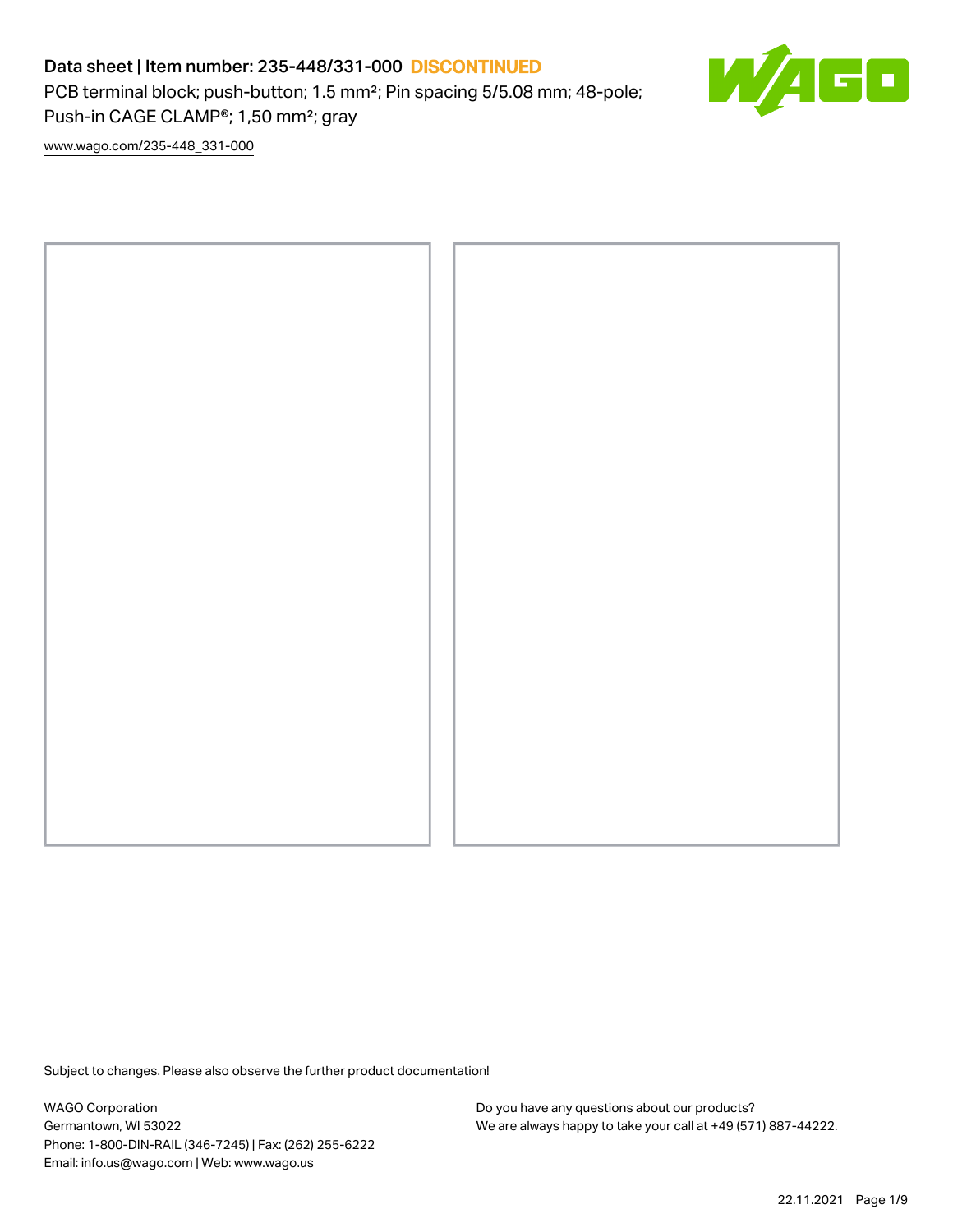# Data sheet | Item number: 235-448/331-000 DISCONTINUED

PCB terminal block; push-button; 1.5 mm²; Pin spacing 5/5.08 mm; 48-pole; Push-in CAGE CLAMP®; 1,50 mm²; gray

www.wago.com/235-448_331-000

Subject to changes. Please also observe the further product documentation!

WAGO Corporation
Germantown, WI 53022
Phone: 1-800-DIN-RAIL (346-7245) | Fax: (262) 255-6222
Email: info.us@wago.com | Web: www.wago.us

Do you have any questions about our products?
We are always happy to take your call at +49 (571) 887-44222.

22.11.2021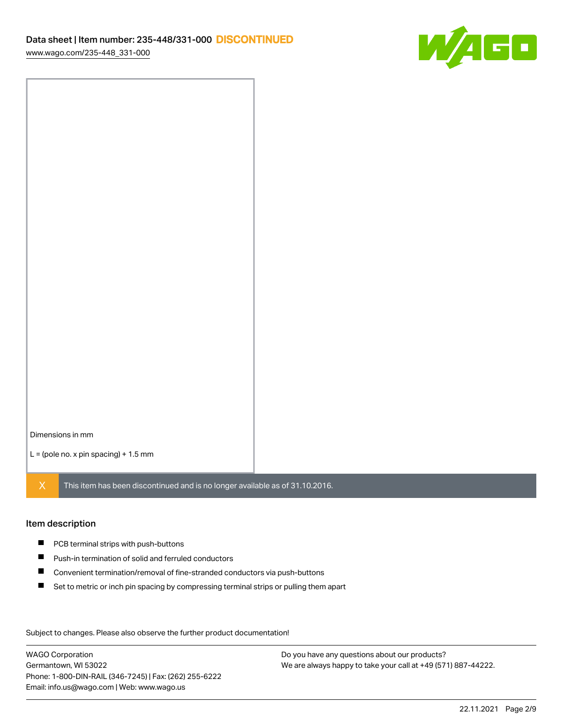Dimensions in mm

L = (pole no. x pin spacing) + 1.5 mm

X This item has been discontinued and is no longer available as of 31.10.2016.

## Item description

- PCB terminal strips with push-buttons
- Push-in termination of solid and ferruled conductors
- Convenient termination/removal of fine-stranded conductors via push-buttons
- Set to metric or inch pin spacing by compressing terminal strips or pulling them apart

Subject to changes. Please also observe the further product documentation!

WAGO Corporation
Germantown, WI 53022
Phone: 1-800-DIN-RAIL (346-7245) | Fax: (262) 255-6222
Email: info.us@wago.com | Web: www.wago.us

Do you have any questions about our products?
We are always happy to take your call at +49 (571) 887-44222.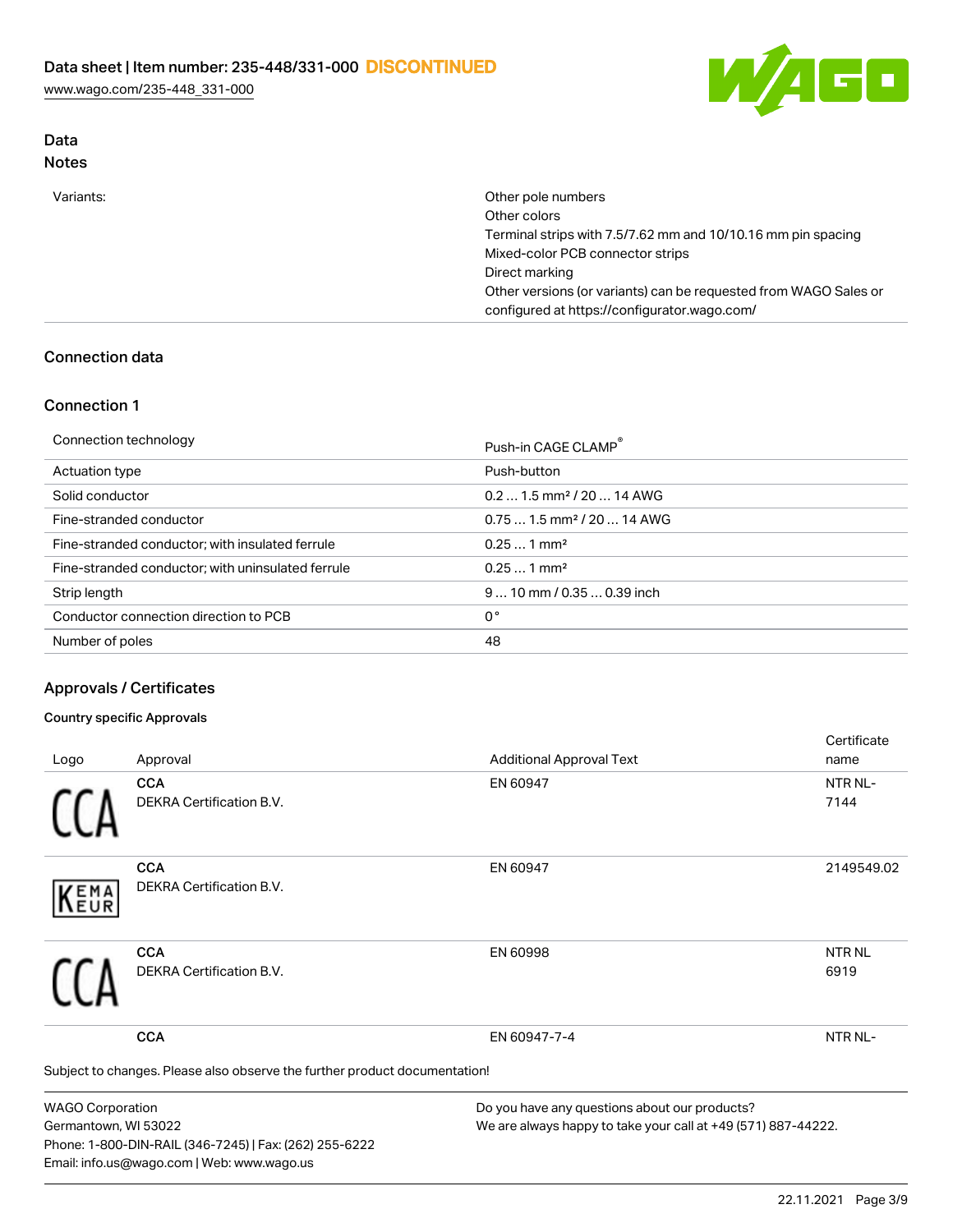## Data
### Notes

| | |
|---|---|
| Variants: | Other pole numbers<br>Other colors<br>Terminal strips with 7.5/7.62 mm and 10/10.16 mm pin spacing<br>Mixed-color PCB connector strips<br>Direct marking<br>Other versions (or variants) can be requested from WAGO Sales or configured at https://configurator.wago.com/ |

## Connection data

### Connection 1

| | |
|---|---|
| Connection technology | Push-in CAGE CLAMP® |
| Actuation type | Push-button |
| Solid conductor | 0.2 … 1.5 mm² / 20 … 14 AWG |
| Fine-stranded conductor | 0.75 … 1.5 mm² / 20 … 14 AWG |
| Fine-stranded conductor; with insulated ferrule | 0.25 … 1 mm² |
| Fine-stranded conductor; with uninsulated ferrule | 0.25 … 1 mm² |
| Strip length | 9 … 10 mm / 0.35 … 0.39 inch |
| Conductor connection direction to PCB | 0 ° |
| Number of poles | 48 |

## Approvals / Certificates

#### Country specific Approvals

| Logo | Approval | Additional Approval Text | Certificate name |
|---|---|---|---|
| CCA | **CCA**<br>DEKRA Certification B.V. | EN 60947 | NTR NL-7144 |
| KEMA EUR | **CCA**<br>DEKRA Certification B.V. | EN 60947 | 2149549.02 |
| CCA | **CCA**<br>DEKRA Certification B.V. | EN 60998 | NTR NL 6919 |
| | **CCA** | EN 60947-7-4 | NTR NL- |

Subject to changes. Please also observe the further product documentation!

WAGO Corporation
Germantown, WI 53022
Phone: 1-800-DIN-RAIL (346-7245) | Fax: (262) 255-6222
Email: info.us@wago.com | Web: www.wago.us

Do you have any questions about our products?
We are always happy to take your call at +49 (571) 887-44222.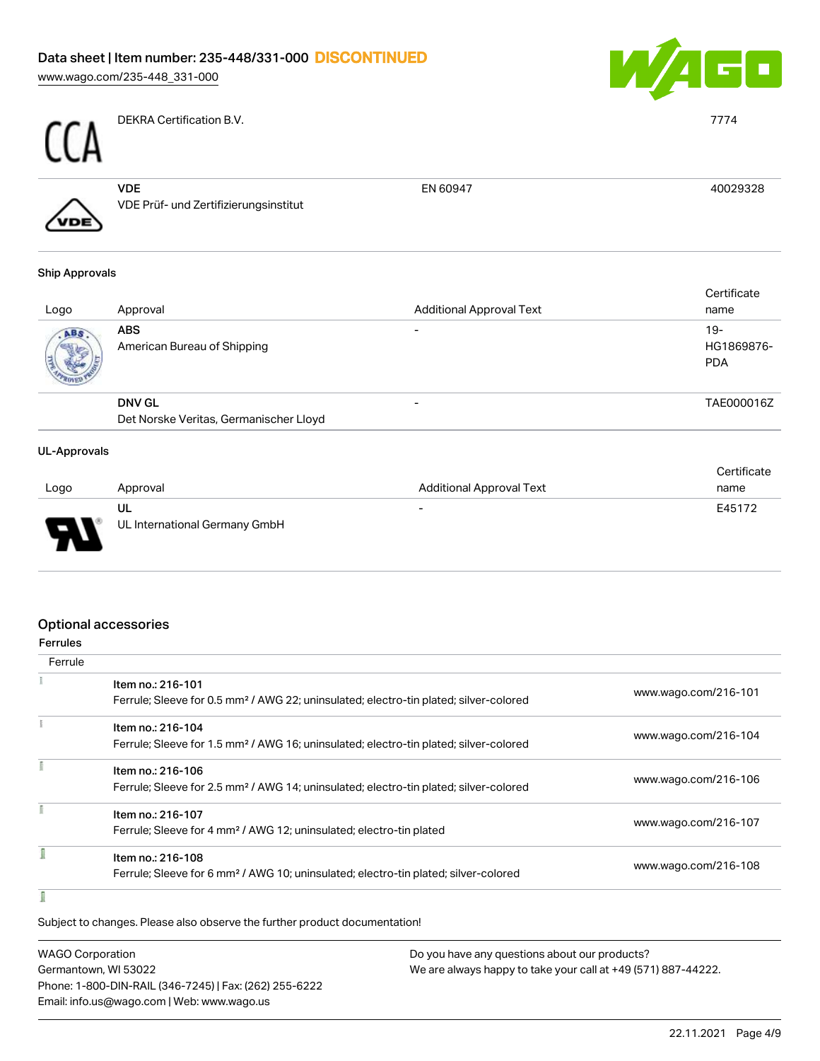| Logo | Approval | Additional Approval Text | Certificate name |
| --- | --- | --- | --- |
| | DEKRA Certification B.V. | | 7774 |
| | **VDE** VDE Prüf- und Zertifizierungsinstitut | EN 60947 | 40029328 |

### Ship Approvals

| Logo | Approval | Additional Approval Text | Certificate name |
| --- | --- | --- | --- |
| | **ABS** American Bureau of Shipping | - | 19-HG1869876-PDA |
| | **DNV GL** Det Norske Veritas, Germanischer Lloyd | - | TAE000016Z |

### UL-Approvals

| Logo | Approval | Additional Approval Text | Certificate name |
| --- | --- | --- | --- |
| | **UL** UL International Germany GmbH | - | E45172 |

## Optional accessories

### Ferrules

| Ferrule | | |
| --- | --- | --- |
| | **Item no.: 216-101** Ferrule; Sleeve for 0.5 mm² / AWG 22; uninsulated; electro-tin plated; silver-colored | www.wago.com/216-101 |
| | **Item no.: 216-104** Ferrule; Sleeve for 1.5 mm² / AWG 16; uninsulated; electro-tin plated; silver-colored | www.wago.com/216-104 |
| | **Item no.: 216-106** Ferrule; Sleeve for 2.5 mm² / AWG 14; uninsulated; electro-tin plated; silver-colored | www.wago.com/216-106 |
| | **Item no.: 216-107** Ferrule; Sleeve for 4 mm² / AWG 12; uninsulated; electro-tin plated | www.wago.com/216-107 |
| | **Item no.: 216-108** Ferrule; Sleeve for 6 mm² / AWG 10; uninsulated; electro-tin plated; silver-colored | www.wago.com/216-108 |

Subject to changes. Please also observe the further product documentation!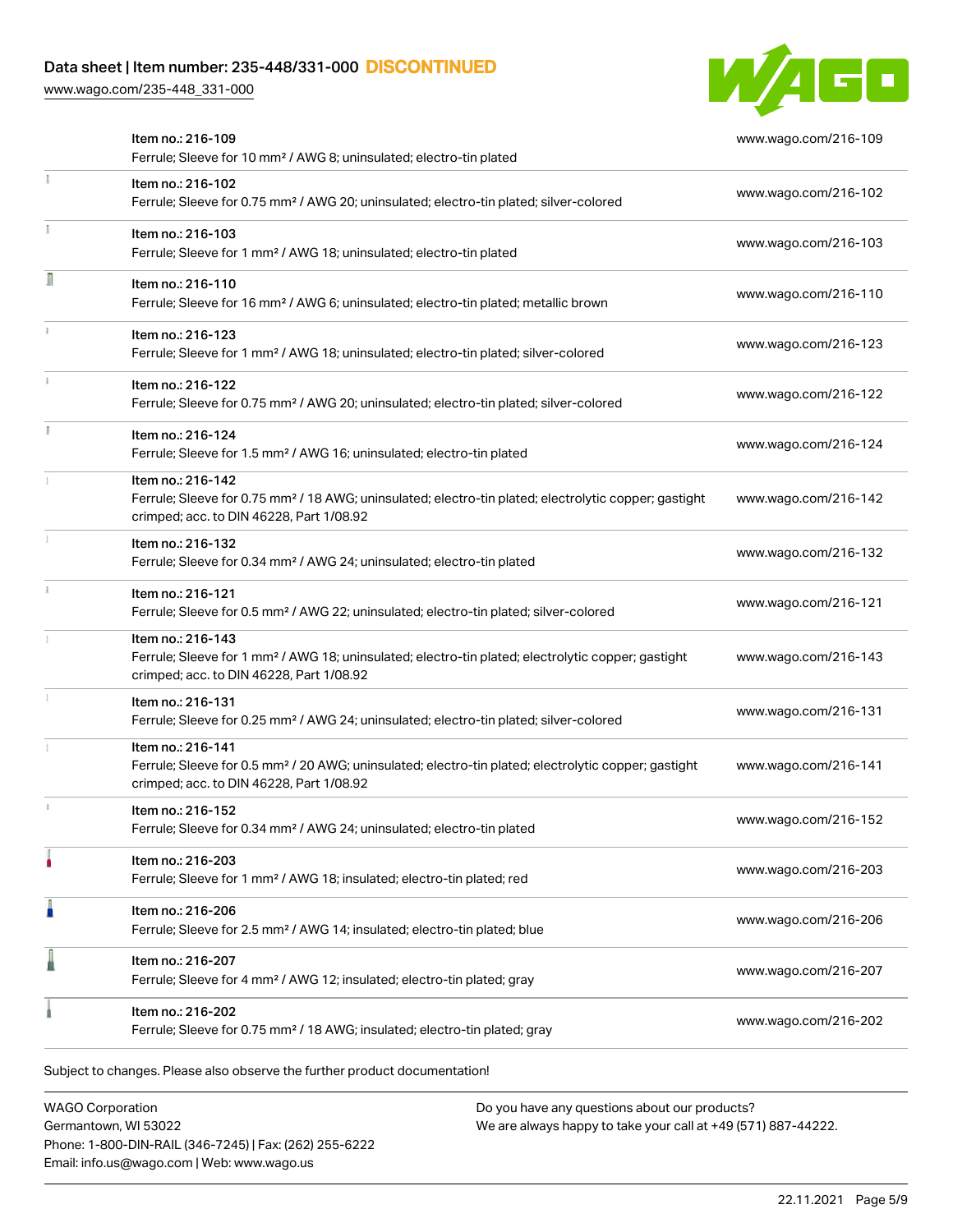| Item | Link |
| --- | --- |
| Item no.: 216-109<br>Ferrule; Sleeve for 10 mm² / AWG 8; uninsulated; electro-tin plated | www.wago.com/216-109 |
| Item no.: 216-102<br>Ferrule; Sleeve for 0.75 mm² / AWG 20; uninsulated; electro-tin plated; silver-colored | www.wago.com/216-102 |
| Item no.: 216-103<br>Ferrule; Sleeve for 1 mm² / AWG 18; uninsulated; electro-tin plated | www.wago.com/216-103 |
| Item no.: 216-110<br>Ferrule; Sleeve for 16 mm² / AWG 6; uninsulated; electro-tin plated; metallic brown | www.wago.com/216-110 |
| Item no.: 216-123<br>Ferrule; Sleeve for 1 mm² / AWG 18; uninsulated; electro-tin plated; silver-colored | www.wago.com/216-123 |
| Item no.: 216-122<br>Ferrule; Sleeve for 0.75 mm² / AWG 20; uninsulated; electro-tin plated; silver-colored | www.wago.com/216-122 |
| Item no.: 216-124<br>Ferrule; Sleeve for 1.5 mm² / AWG 16; uninsulated; electro-tin plated | www.wago.com/216-124 |
| Item no.: 216-142<br>Ferrule; Sleeve for 0.75 mm² / 18 AWG; uninsulated; electro-tin plated; electrolytic copper; gastight crimped; acc. to DIN 46228, Part 1/08.92 | www.wago.com/216-142 |
| Item no.: 216-132<br>Ferrule; Sleeve for 0.34 mm² / AWG 24; uninsulated; electro-tin plated | www.wago.com/216-132 |
| Item no.: 216-121<br>Ferrule; Sleeve for 0.5 mm² / AWG 22; uninsulated; electro-tin plated; silver-colored | www.wago.com/216-121 |
| Item no.: 216-143<br>Ferrule; Sleeve for 1 mm² / AWG 18; uninsulated; electro-tin plated; electrolytic copper; gastight crimped; acc. to DIN 46228, Part 1/08.92 | www.wago.com/216-143 |
| Item no.: 216-131<br>Ferrule; Sleeve for 0.25 mm² / AWG 24; uninsulated; electro-tin plated; silver-colored | www.wago.com/216-131 |
| Item no.: 216-141<br>Ferrule; Sleeve for 0.5 mm² / 20 AWG; uninsulated; electro-tin plated; electrolytic copper; gastight crimped; acc. to DIN 46228, Part 1/08.92 | www.wago.com/216-141 |
| Item no.: 216-152<br>Ferrule; Sleeve for 0.34 mm² / AWG 24; uninsulated; electro-tin plated | www.wago.com/216-152 |
| Item no.: 216-203<br>Ferrule; Sleeve for 1 mm² / AWG 18; insulated; electro-tin plated; red | www.wago.com/216-203 |
| Item no.: 216-206<br>Ferrule; Sleeve for 2.5 mm² / AWG 14; insulated; electro-tin plated; blue | www.wago.com/216-206 |
| Item no.: 216-207<br>Ferrule; Sleeve for 4 mm² / AWG 12; insulated; electro-tin plated; gray | www.wago.com/216-207 |
| Item no.: 216-202<br>Ferrule; Sleeve for 0.75 mm² / 18 AWG; insulated; electro-tin plated; gray | www.wago.com/216-202 |

Subject to changes. Please also observe the further product documentation!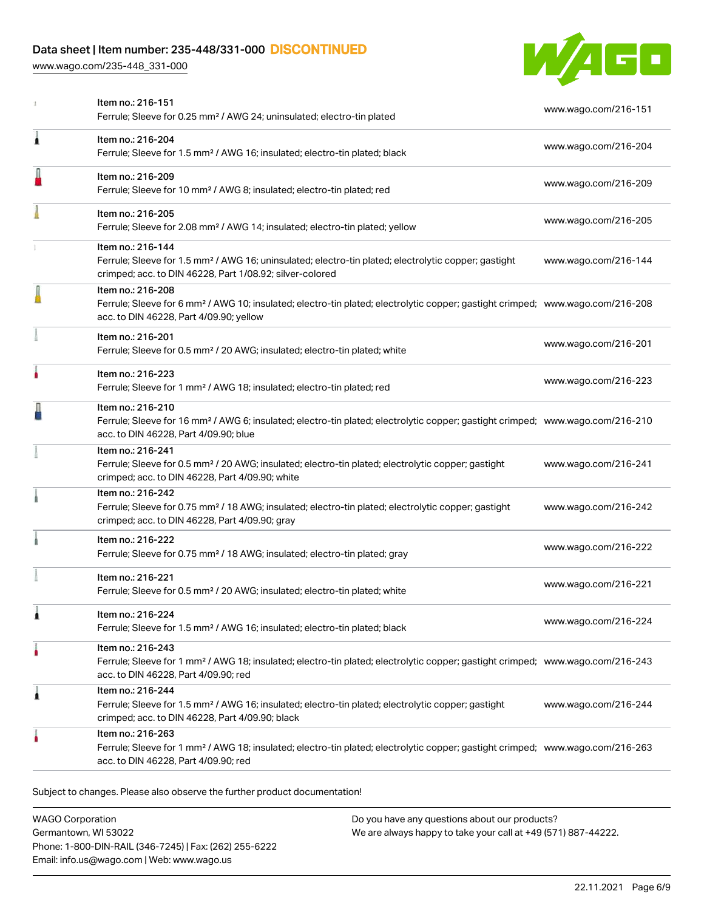| Item | Description | Link |
|---|---|---|
| Item no.: 216-151 | Ferrule; Sleeve for 0.25 mm² / AWG 24; uninsulated; electro-tin plated | www.wago.com/216-151 |
| Item no.: 216-204 | Ferrule; Sleeve for 1.5 mm² / AWG 16; insulated; electro-tin plated; black | www.wago.com/216-204 |
| Item no.: 216-209 | Ferrule; Sleeve for 10 mm² / AWG 8; insulated; electro-tin plated; red | www.wago.com/216-209 |
| Item no.: 216-205 | Ferrule; Sleeve for 2.08 mm² / AWG 14; insulated; electro-tin plated; yellow | www.wago.com/216-205 |
| Item no.: 216-144 | Ferrule; Sleeve for 1.5 mm² / AWG 16; uninsulated; electro-tin plated; electrolytic copper; gastight crimped; acc. to DIN 46228, Part 1/08.92; silver-colored | www.wago.com/216-144 |
| Item no.: 216-208 | Ferrule; Sleeve for 6 mm² / AWG 10; insulated; electro-tin plated; electrolytic copper; gastight crimped; acc. to DIN 46228, Part 4/09.90; yellow | www.wago.com/216-208 |
| Item no.: 216-201 | Ferrule; Sleeve for 0.5 mm² / 20 AWG; insulated; electro-tin plated; white | www.wago.com/216-201 |
| Item no.: 216-223 | Ferrule; Sleeve for 1 mm² / AWG 18; insulated; electro-tin plated; red | www.wago.com/216-223 |
| Item no.: 216-210 | Ferrule; Sleeve for 16 mm² / AWG 6; insulated; electro-tin plated; electrolytic copper; gastight crimped; acc. to DIN 46228, Part 4/09.90; blue | www.wago.com/216-210 |
| Item no.: 216-241 | Ferrule; Sleeve for 0.5 mm² / 20 AWG; insulated; electro-tin plated; electrolytic copper; gastight crimped; acc. to DIN 46228, Part 4/09.90; white | www.wago.com/216-241 |
| Item no.: 216-242 | Ferrule; Sleeve for 0.75 mm² / 18 AWG; insulated; electro-tin plated; electrolytic copper; gastight crimped; acc. to DIN 46228, Part 4/09.90; gray | www.wago.com/216-242 |
| Item no.: 216-222 | Ferrule; Sleeve for 0.75 mm² / 18 AWG; insulated; electro-tin plated; gray | www.wago.com/216-222 |
| Item no.: 216-221 | Ferrule; Sleeve for 0.5 mm² / 20 AWG; insulated; electro-tin plated; white | www.wago.com/216-221 |
| Item no.: 216-224 | Ferrule; Sleeve for 1.5 mm² / AWG 16; insulated; electro-tin plated; black | www.wago.com/216-224 |
| Item no.: 216-243 | Ferrule; Sleeve for 1 mm² / AWG 18; insulated; electro-tin plated; electrolytic copper; gastight crimped; acc. to DIN 46228, Part 4/09.90; red | www.wago.com/216-243 |
| Item no.: 216-244 | Ferrule; Sleeve for 1.5 mm² / AWG 16; insulated; electro-tin plated; electrolytic copper; gastight crimped; acc. to DIN 46228, Part 4/09.90; black | www.wago.com/216-244 |
| Item no.: 216-263 | Ferrule; Sleeve for 1 mm² / AWG 18; insulated; electro-tin plated; electrolytic copper; gastight crimped; acc. to DIN 46228, Part 4/09.90; red | www.wago.com/216-263 |

Subject to changes. Please also observe the further product documentation!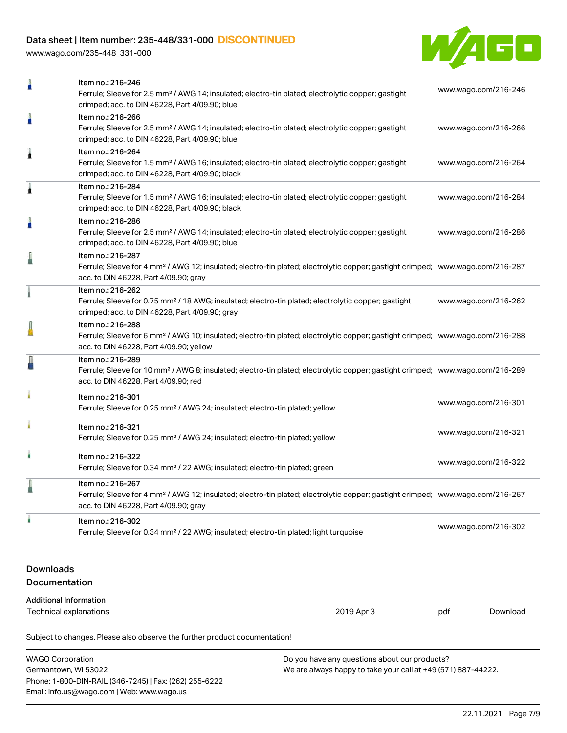| Item | Link |
| --- | --- |
| Item no.: 216-246<br>Ferrule; Sleeve for 2.5 mm² / AWG 14; insulated; electro-tin plated; electrolytic copper; gastight crimped; acc. to DIN 46228, Part 4/09.90; blue | www.wago.com/216-246 |
| Item no.: 216-266<br>Ferrule; Sleeve for 2.5 mm² / AWG 14; insulated; electro-tin plated; electrolytic copper; gastight crimped; acc. to DIN 46228, Part 4/09.90; blue | www.wago.com/216-266 |
| Item no.: 216-264<br>Ferrule; Sleeve for 1.5 mm² / AWG 16; insulated; electro-tin plated; electrolytic copper; gastight crimped; acc. to DIN 46228, Part 4/09.90; black | www.wago.com/216-264 |
| Item no.: 216-284<br>Ferrule; Sleeve for 1.5 mm² / AWG 16; insulated; electro-tin plated; electrolytic copper; gastight crimped; acc. to DIN 46228, Part 4/09.90; black | www.wago.com/216-284 |
| Item no.: 216-286<br>Ferrule; Sleeve for 2.5 mm² / AWG 14; insulated; electro-tin plated; electrolytic copper; gastight crimped; acc. to DIN 46228, Part 4/09.90; blue | www.wago.com/216-286 |
| Item no.: 216-287<br>Ferrule; Sleeve for 4 mm² / AWG 12; insulated; electro-tin plated; electrolytic copper; gastight crimped; acc. to DIN 46228, Part 4/09.90; gray | www.wago.com/216-287 |
| Item no.: 216-262<br>Ferrule; Sleeve for 0.75 mm² / 18 AWG; insulated; electro-tin plated; electrolytic copper; gastight crimped; acc. to DIN 46228, Part 4/09.90; gray | www.wago.com/216-262 |
| Item no.: 216-288<br>Ferrule; Sleeve for 6 mm² / AWG 10; insulated; electro-tin plated; electrolytic copper; gastight crimped; acc. to DIN 46228, Part 4/09.90; yellow | www.wago.com/216-288 |
| Item no.: 216-289<br>Ferrule; Sleeve for 10 mm² / AWG 8; insulated; electro-tin plated; electrolytic copper; gastight crimped; acc. to DIN 46228, Part 4/09.90; red | www.wago.com/216-289 |
| Item no.: 216-301<br>Ferrule; Sleeve for 0.25 mm² / AWG 24; insulated; electro-tin plated; yellow | www.wago.com/216-301 |
| Item no.: 216-321<br>Ferrule; Sleeve for 0.25 mm² / AWG 24; insulated; electro-tin plated; yellow | www.wago.com/216-321 |
| Item no.: 216-322<br>Ferrule; Sleeve for 0.34 mm² / 22 AWG; insulated; electro-tin plated; green | www.wago.com/216-322 |
| Item no.: 216-267<br>Ferrule; Sleeve for 4 mm² / AWG 12; insulated; electro-tin plated; electrolytic copper; gastight crimped; acc. to DIN 46228, Part 4/09.90; gray | www.wago.com/216-267 |
| Item no.: 216-302<br>Ferrule; Sleeve for 0.34 mm² / 22 AWG; insulated; electro-tin plated; light turquoise | www.wago.com/216-302 |

## Downloads

## Documentation

### Additional Information

| Technical explanations | 2019 Apr 3 | pdf | Download |
| --- | --- | --- | --- |

Subject to changes. Please also observe the further product documentation!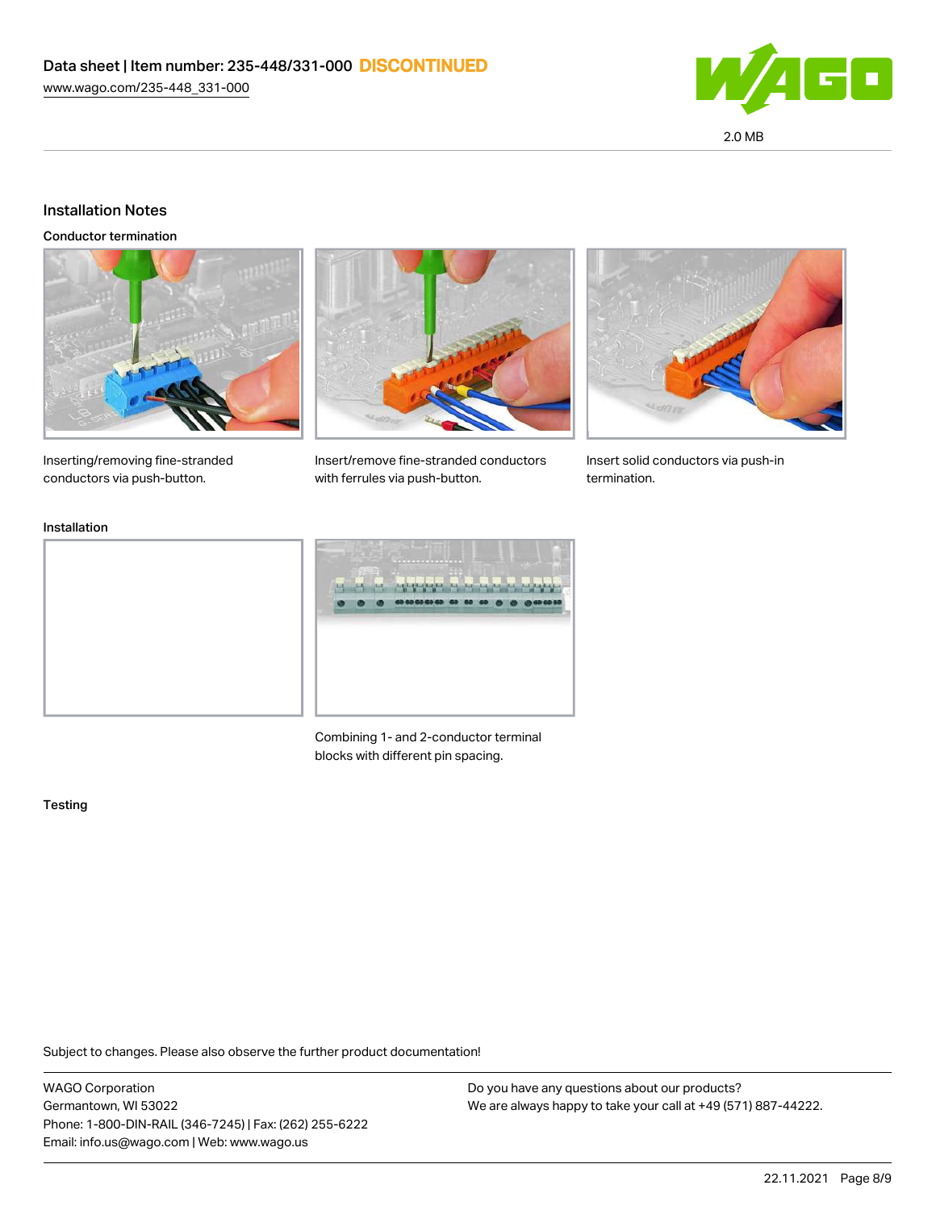## Installation Notes

### Conductor termination

Inserting/removing fine-stranded conductors via push-button.

Insert/remove fine-stranded conductors with ferrules via push-button.

Insert solid conductors via push-in termination.

### Installation

Combining 1- and 2-conductor terminal blocks with different pin spacing.

### Testing

Subject to changes. Please also observe the further product documentation!

WAGO Corporation
Germantown, WI 53022
Phone: 1-800-DIN-RAIL (346-7245) | Fax: (262) 255-6222
Email: info.us@wago.com | Web: www.wago.us

Do you have any questions about our products?
We are always happy to take your call at +49 (571) 887-44222.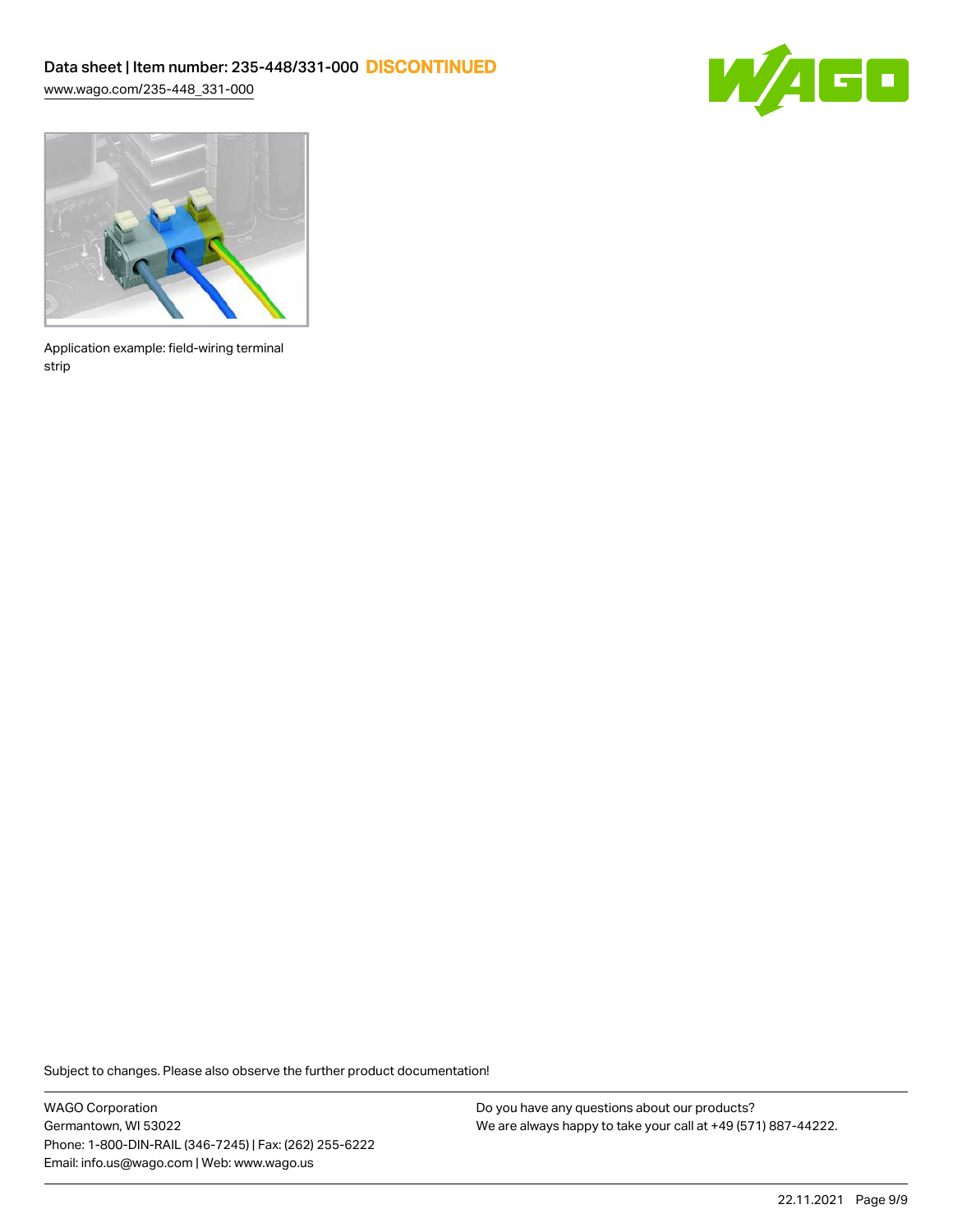Application example: field-wiring terminal strip

Subject to changes. Please also observe the further product documentation!

WAGO Corporation
Germantown, WI 53022
Phone: 1-800-DIN-RAIL (346-7245) | Fax: (262) 255-6222
Email: info.us@wago.com | Web: www.wago.us

Do you have any questions about our products?
We are always happy to take your call at +49 (571) 887-44222.